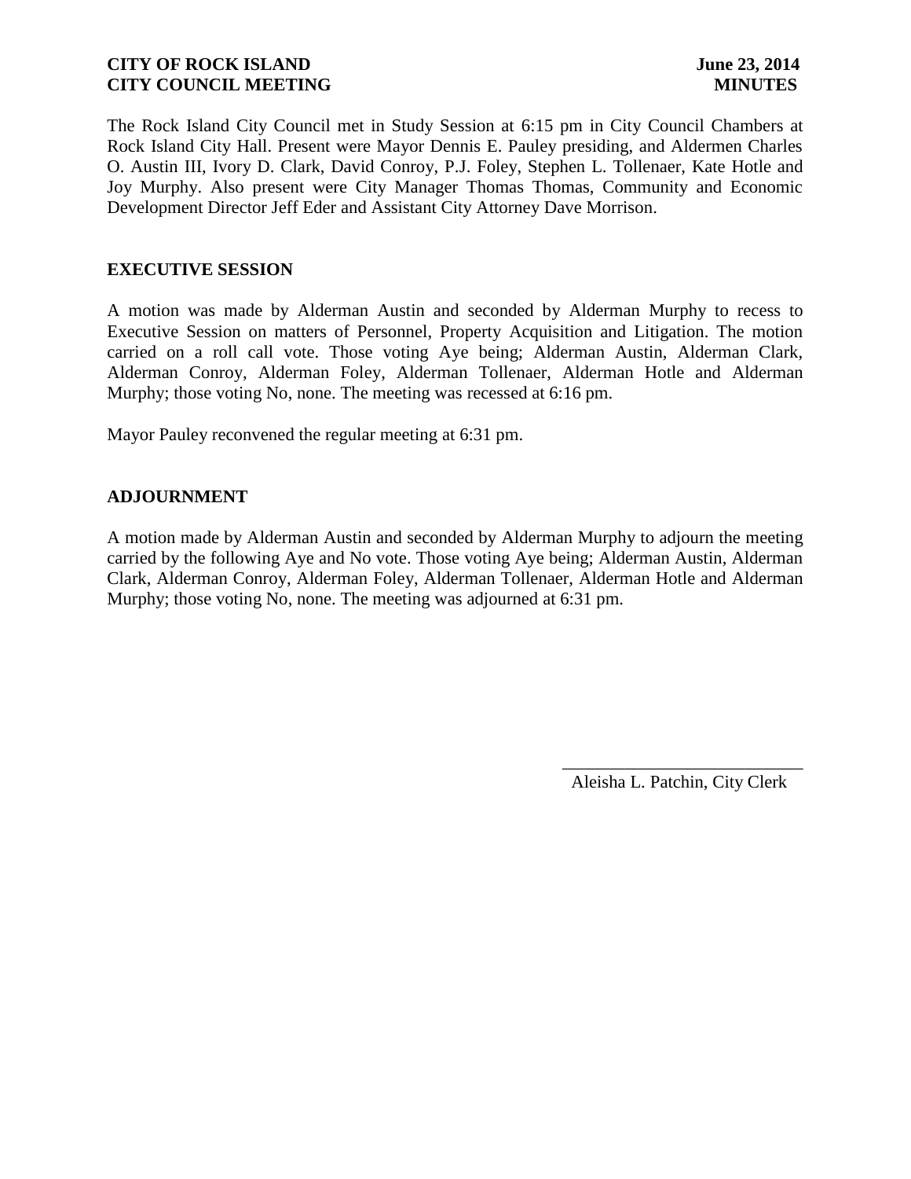**CITY OF ROCK ISLAND** **June 23, 2014**
**CITY COUNCIL MEETING** **MINUTES**

The Rock Island City Council met in Study Session at 6:15 pm in City Council Chambers at Rock Island City Hall. Present were Mayor Dennis E. Pauley presiding, and Aldermen Charles O. Austin III, Ivory D. Clark, David Conroy, P.J. Foley, Stephen L. Tollenaer, Kate Hotle and Joy Murphy. Also present were City Manager Thomas Thomas, Community and Economic Development Director Jeff Eder and Assistant City Attorney Dave Morrison.

## EXECUTIVE SESSION

A motion was made by Alderman Austin and seconded by Alderman Murphy to recess to Executive Session on matters of Personnel, Property Acquisition and Litigation. The motion carried on a roll call vote. Those voting Aye being; Alderman Austin, Alderman Clark, Alderman Conroy, Alderman Foley, Alderman Tollenaer, Alderman Hotle and Alderman Murphy; those voting No, none. The meeting was recessed at 6:16 pm.

Mayor Pauley reconvened the regular meeting at 6:31 pm.

## ADJOURNMENT

A motion made by Alderman Austin and seconded by Alderman Murphy to adjourn the meeting carried by the following Aye and No vote. Those voting Aye being; Alderman Austin, Alderman Clark, Alderman Conroy, Alderman Foley, Alderman Tollenaer, Alderman Hotle and Alderman Murphy; those voting No, none. The meeting was adjourned at 6:31 pm.

___________________________
Aleisha L. Patchin, City Clerk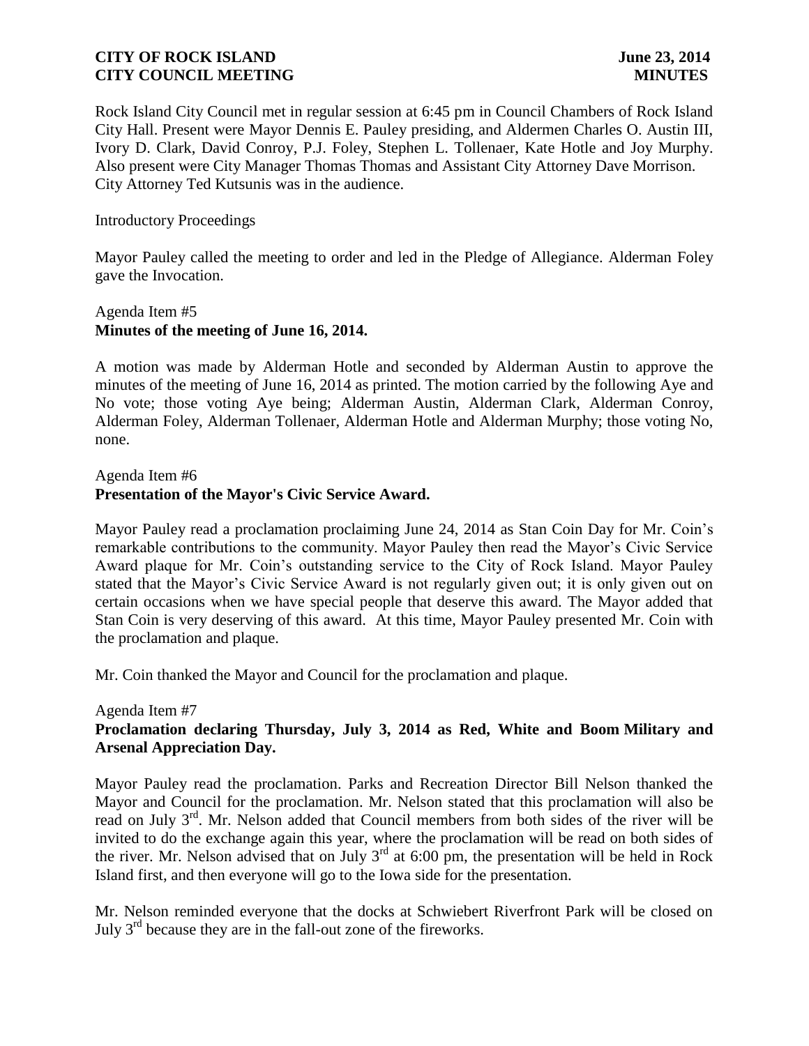Rock Island City Council met in regular session at 6:45 pm in Council Chambers of Rock Island City Hall. Present were Mayor Dennis E. Pauley presiding, and Aldermen Charles O. Austin III, Ivory D. Clark, David Conroy, P.J. Foley, Stephen L. Tollenaer, Kate Hotle and Joy Murphy. Also present were City Manager Thomas Thomas and Assistant City Attorney Dave Morrison. City Attorney Ted Kutsunis was in the audience.

Introductory Proceedings

Mayor Pauley called the meeting to order and led in the Pledge of Allegiance. Alderman Foley gave the Invocation.

Agenda Item #5
**Minutes of the meeting of June 16, 2014.**

A motion was made by Alderman Hotle and seconded by Alderman Austin to approve the minutes of the meeting of June 16, 2014 as printed. The motion carried by the following Aye and No vote; those voting Aye being; Alderman Austin, Alderman Clark, Alderman Conroy, Alderman Foley, Alderman Tollenaer, Alderman Hotle and Alderman Murphy; those voting No, none.

Agenda Item #6
**Presentation of the Mayor's Civic Service Award.**

Mayor Pauley read a proclamation proclaiming June 24, 2014 as Stan Coin Day for Mr. Coin's remarkable contributions to the community. Mayor Pauley then read the Mayor's Civic Service Award plaque for Mr. Coin's outstanding service to the City of Rock Island. Mayor Pauley stated that the Mayor's Civic Service Award is not regularly given out; it is only given out on certain occasions when we have special people that deserve this award. The Mayor added that Stan Coin is very deserving of this award. At this time, Mayor Pauley presented Mr. Coin with the proclamation and plaque.

Mr. Coin thanked the Mayor and Council for the proclamation and plaque.

Agenda Item #7
**Proclamation declaring Thursday, July 3, 2014 as Red, White and Boom Military and Arsenal Appreciation Day.**

Mayor Pauley read the proclamation. Parks and Recreation Director Bill Nelson thanked the Mayor and Council for the proclamation. Mr. Nelson stated that this proclamation will also be read on July 3rd. Mr. Nelson added that Council members from both sides of the river will be invited to do the exchange again this year, where the proclamation will be read on both sides of the river. Mr. Nelson advised that on July 3rd at 6:00 pm, the presentation will be held in Rock Island first, and then everyone will go to the Iowa side for the presentation.

Mr. Nelson reminded everyone that the docks at Schwiebert Riverfront Park will be closed on July 3rd because they are in the fall-out zone of the fireworks.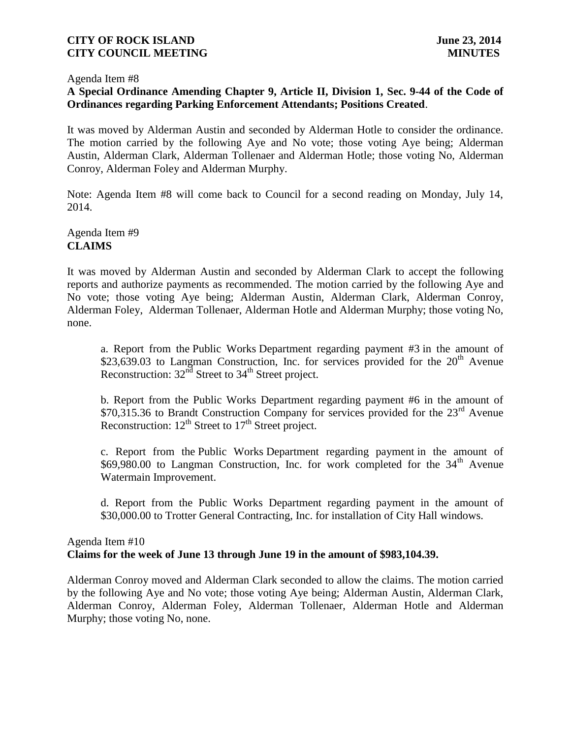Agenda Item #8

**A Special Ordinance Amending Chapter 9, Article II, Division 1, Sec. 9-44 of the Code of Ordinances regarding Parking Enforcement Attendants; Positions Created**.

It was moved by Alderman Austin and seconded by Alderman Hotle to consider the ordinance. The motion carried by the following Aye and No vote; those voting Aye being; Alderman Austin, Alderman Clark, Alderman Tollenaer and Alderman Hotle; those voting No, Alderman Conroy, Alderman Foley and Alderman Murphy.

Note: Agenda Item #8 will come back to Council for a second reading on Monday, July 14, 2014.

Agenda Item #9

**CLAIMS**

It was moved by Alderman Austin and seconded by Alderman Clark to accept the following reports and authorize payments as recommended. The motion carried by the following Aye and No vote; those voting Aye being; Alderman Austin, Alderman Clark, Alderman Conroy, Alderman Foley, Alderman Tollenaer, Alderman Hotle and Alderman Murphy; those voting No, none.

a. Report from the Public Works Department regarding payment #3 in the amount of $23,639.03 to Langman Construction, Inc. for services provided for the 20th Avenue Reconstruction: 32nd Street to 34th Street project.

b. Report from the Public Works Department regarding payment #6 in the amount of $70,315.36 to Brandt Construction Company for services provided for the 23rd Avenue Reconstruction: 12th Street to 17th Street project.

c. Report from the Public Works Department regarding payment in the amount of $69,980.00 to Langman Construction, Inc. for work completed for the 34th Avenue Watermain Improvement.

d. Report from the Public Works Department regarding payment in the amount of $30,000.00 to Trotter General Contracting, Inc. for installation of City Hall windows.

Agenda Item #10

**Claims for the week of June 13 through June 19 in the amount of $983,104.39.**

Alderman Conroy moved and Alderman Clark seconded to allow the claims. The motion carried by the following Aye and No vote; those voting Aye being; Alderman Austin, Alderman Clark, Alderman Conroy, Alderman Foley, Alderman Tollenaer, Alderman Hotle and Alderman Murphy; those voting No, none.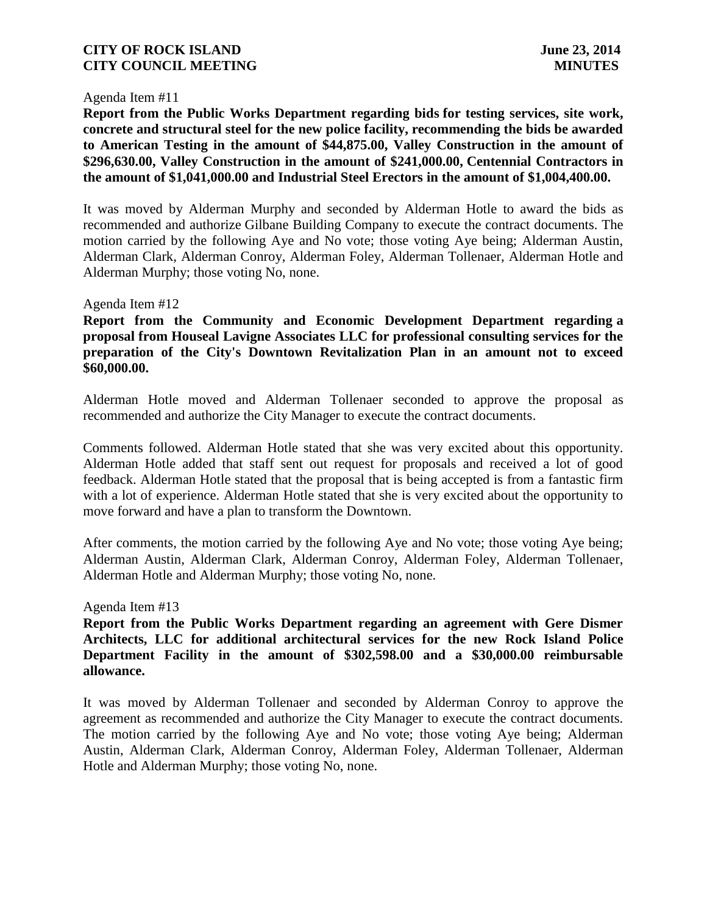Agenda Item #11

**Report from the Public Works Department regarding bids for testing services, site work, concrete and structural steel for the new police facility, recommending the bids be awarded to American Testing in the amount of $44,875.00, Valley Construction in the amount of $296,630.00, Valley Construction in the amount of $241,000.00, Centennial Contractors in the amount of $1,041,000.00 and Industrial Steel Erectors in the amount of $1,004,400.00.**

It was moved by Alderman Murphy and seconded by Alderman Hotle to award the bids as recommended and authorize Gilbane Building Company to execute the contract documents. The motion carried by the following Aye and No vote; those voting Aye being; Alderman Austin, Alderman Clark, Alderman Conroy, Alderman Foley, Alderman Tollenaer, Alderman Hotle and Alderman Murphy; those voting No, none.

Agenda Item #12

**Report from the Community and Economic Development Department regarding a proposal from Houseal Lavigne Associates LLC for professional consulting services for the preparation of the City's Downtown Revitalization Plan in an amount not to exceed $60,000.00.**

Alderman Hotle moved and Alderman Tollenaer seconded to approve the proposal as recommended and authorize the City Manager to execute the contract documents.

Comments followed. Alderman Hotle stated that she was very excited about this opportunity. Alderman Hotle added that staff sent out request for proposals and received a lot of good feedback. Alderman Hotle stated that the proposal that is being accepted is from a fantastic firm with a lot of experience. Alderman Hotle stated that she is very excited about the opportunity to move forward and have a plan to transform the Downtown.

After comments, the motion carried by the following Aye and No vote; those voting Aye being; Alderman Austin, Alderman Clark, Alderman Conroy, Alderman Foley, Alderman Tollenaer, Alderman Hotle and Alderman Murphy; those voting No, none.

Agenda Item #13

**Report from the Public Works Department regarding an agreement with Gere Dismer Architects, LLC for additional architectural services for the new Rock Island Police Department Facility in the amount of $302,598.00 and a $30,000.00 reimbursable allowance.**

It was moved by Alderman Tollenaer and seconded by Alderman Conroy to approve the agreement as recommended and authorize the City Manager to execute the contract documents. The motion carried by the following Aye and No vote; those voting Aye being; Alderman Austin, Alderman Clark, Alderman Conroy, Alderman Foley, Alderman Tollenaer, Alderman Hotle and Alderman Murphy; those voting No, none.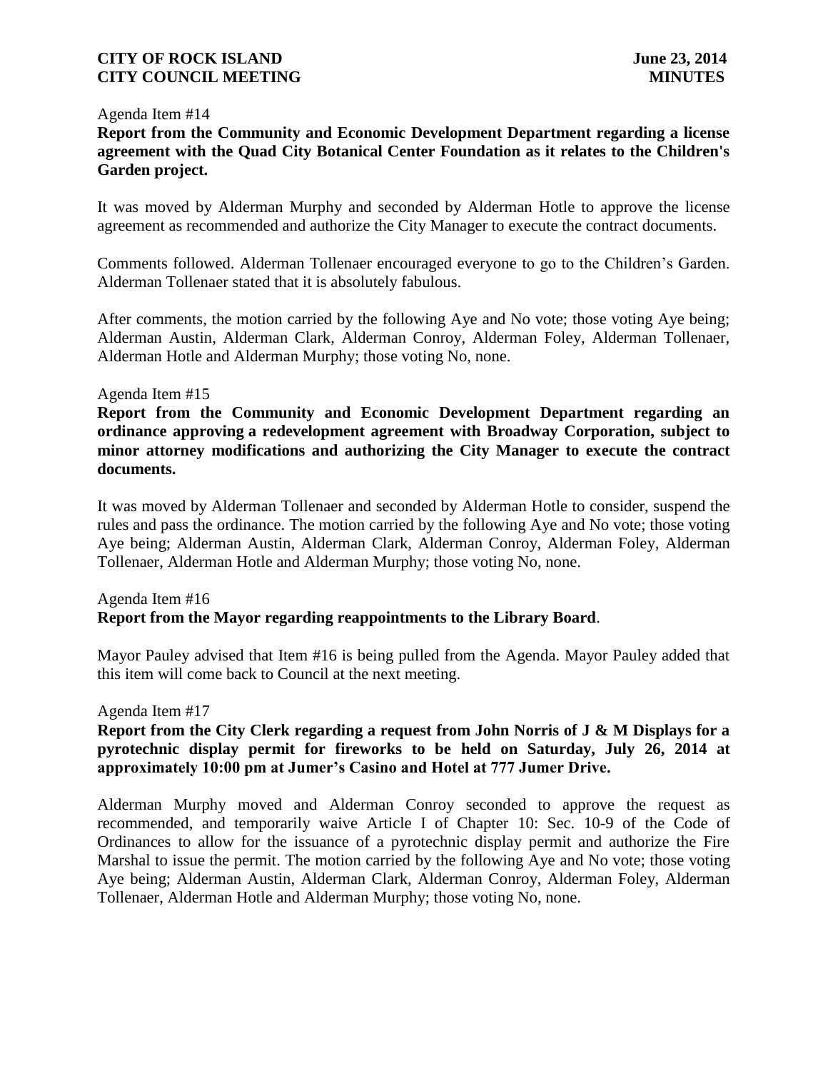Agenda Item #14

**Report from the Community and Economic Development Department regarding a license agreement with the Quad City Botanical Center Foundation as it relates to the Children's Garden project.**

It was moved by Alderman Murphy and seconded by Alderman Hotle to approve the license agreement as recommended and authorize the City Manager to execute the contract documents.

Comments followed. Alderman Tollenaer encouraged everyone to go to the Children's Garden. Alderman Tollenaer stated that it is absolutely fabulous.

After comments, the motion carried by the following Aye and No vote; those voting Aye being; Alderman Austin, Alderman Clark, Alderman Conroy, Alderman Foley, Alderman Tollenaer, Alderman Hotle and Alderman Murphy; those voting No, none.

Agenda Item #15

**Report from the Community and Economic Development Department regarding an ordinance approving a redevelopment agreement with Broadway Corporation, subject to minor attorney modifications and authorizing the City Manager to execute the contract documents.**

It was moved by Alderman Tollenaer and seconded by Alderman Hotle to consider, suspend the rules and pass the ordinance. The motion carried by the following Aye and No vote; those voting Aye being; Alderman Austin, Alderman Clark, Alderman Conroy, Alderman Foley, Alderman Tollenaer, Alderman Hotle and Alderman Murphy; those voting No, none.

Agenda Item #16

**Report from the Mayor regarding reappointments to the Library Board**.

Mayor Pauley advised that Item #16 is being pulled from the Agenda. Mayor Pauley added that this item will come back to Council at the next meeting.

Agenda Item #17

**Report from the City Clerk regarding a request from John Norris of J & M Displays for a pyrotechnic display permit for fireworks to be held on Saturday, July 26, 2014 at approximately 10:00 pm at Jumer's Casino and Hotel at 777 Jumer Drive.**

Alderman Murphy moved and Alderman Conroy seconded to approve the request as recommended, and temporarily waive Article I of Chapter 10: Sec. 10-9 of the Code of Ordinances to allow for the issuance of a pyrotechnic display permit and authorize the Fire Marshal to issue the permit. The motion carried by the following Aye and No vote; those voting Aye being; Alderman Austin, Alderman Clark, Alderman Conroy, Alderman Foley, Alderman Tollenaer, Alderman Hotle and Alderman Murphy; those voting No, none.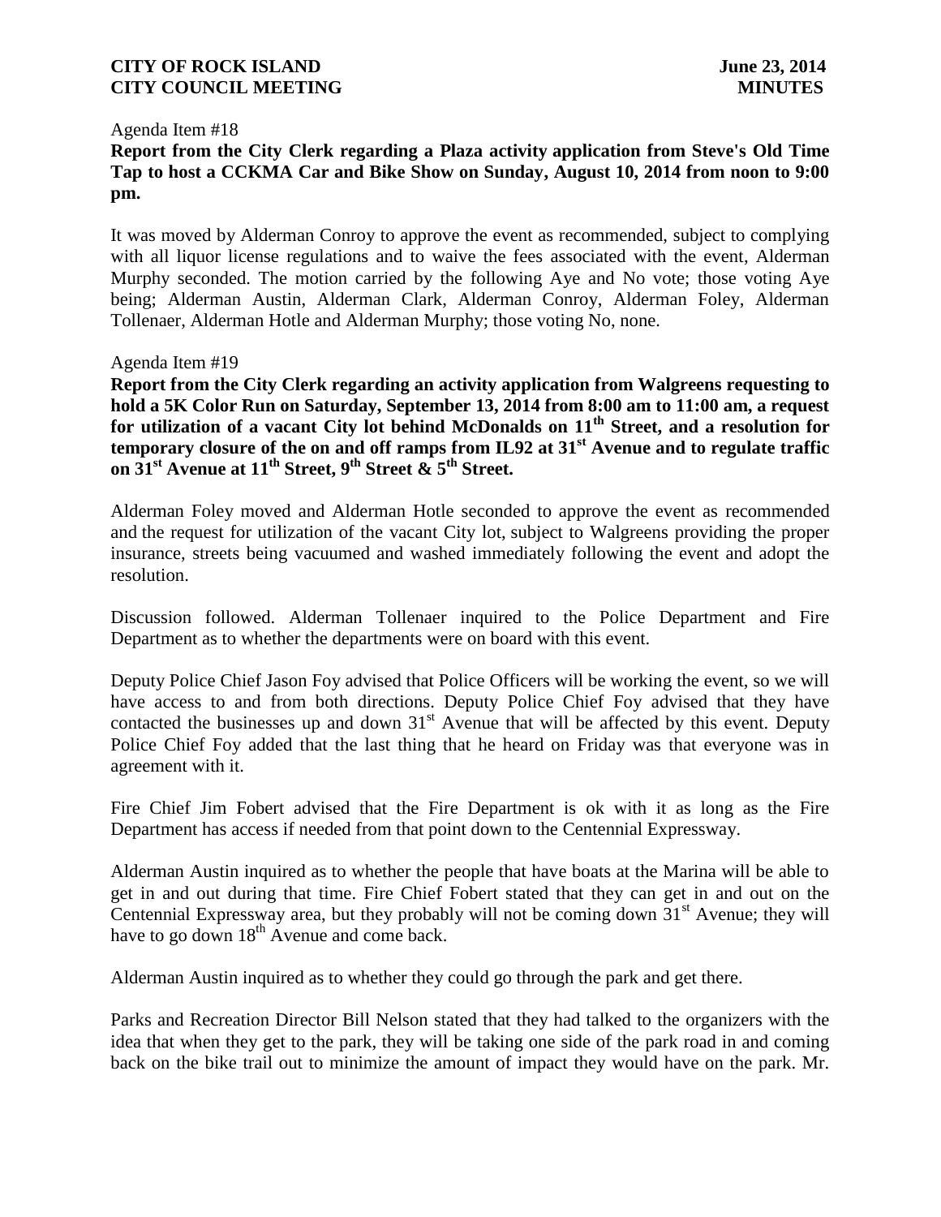Agenda Item #18

**Report from the City Clerk regarding a Plaza activity application from Steve's Old Time Tap to host a CCKMA Car and Bike Show on Sunday, August 10, 2014 from noon to 9:00 pm.**

It was moved by Alderman Conroy to approve the event as recommended, subject to complying with all liquor license regulations and to waive the fees associated with the event, Alderman Murphy seconded. The motion carried by the following Aye and No vote; those voting Aye being; Alderman Austin, Alderman Clark, Alderman Conroy, Alderman Foley, Alderman Tollenaer, Alderman Hotle and Alderman Murphy; those voting No, none.

Agenda Item #19

**Report from the City Clerk regarding an activity application from Walgreens requesting to hold a 5K Color Run on Saturday, September 13, 2014 from 8:00 am to 11:00 am, a request for utilization of a vacant City lot behind McDonalds on 11th Street, and a resolution for temporary closure of the on and off ramps from IL92 at 31st Avenue and to regulate traffic on 31st Avenue at 11th Street, 9th Street & 5th Street.**

Alderman Foley moved and Alderman Hotle seconded to approve the event as recommended and the request for utilization of the vacant City lot, subject to Walgreens providing the proper insurance, streets being vacuumed and washed immediately following the event and adopt the resolution.

Discussion followed. Alderman Tollenaer inquired to the Police Department and Fire Department as to whether the departments were on board with this event.

Deputy Police Chief Jason Foy advised that Police Officers will be working the event, so we will have access to and from both directions. Deputy Police Chief Foy advised that they have contacted the businesses up and down 31st Avenue that will be affected by this event. Deputy Police Chief Foy added that the last thing that he heard on Friday was that everyone was in agreement with it.

Fire Chief Jim Fobert advised that the Fire Department is ok with it as long as the Fire Department has access if needed from that point down to the Centennial Expressway.

Alderman Austin inquired as to whether the people that have boats at the Marina will be able to get in and out during that time. Fire Chief Fobert stated that they can get in and out on the Centennial Expressway area, but they probably will not be coming down 31st Avenue; they will have to go down 18th Avenue and come back.

Alderman Austin inquired as to whether they could go through the park and get there.

Parks and Recreation Director Bill Nelson stated that they had talked to the organizers with the idea that when they get to the park, they will be taking one side of the park road in and coming back on the bike trail out to minimize the amount of impact they would have on the park. Mr.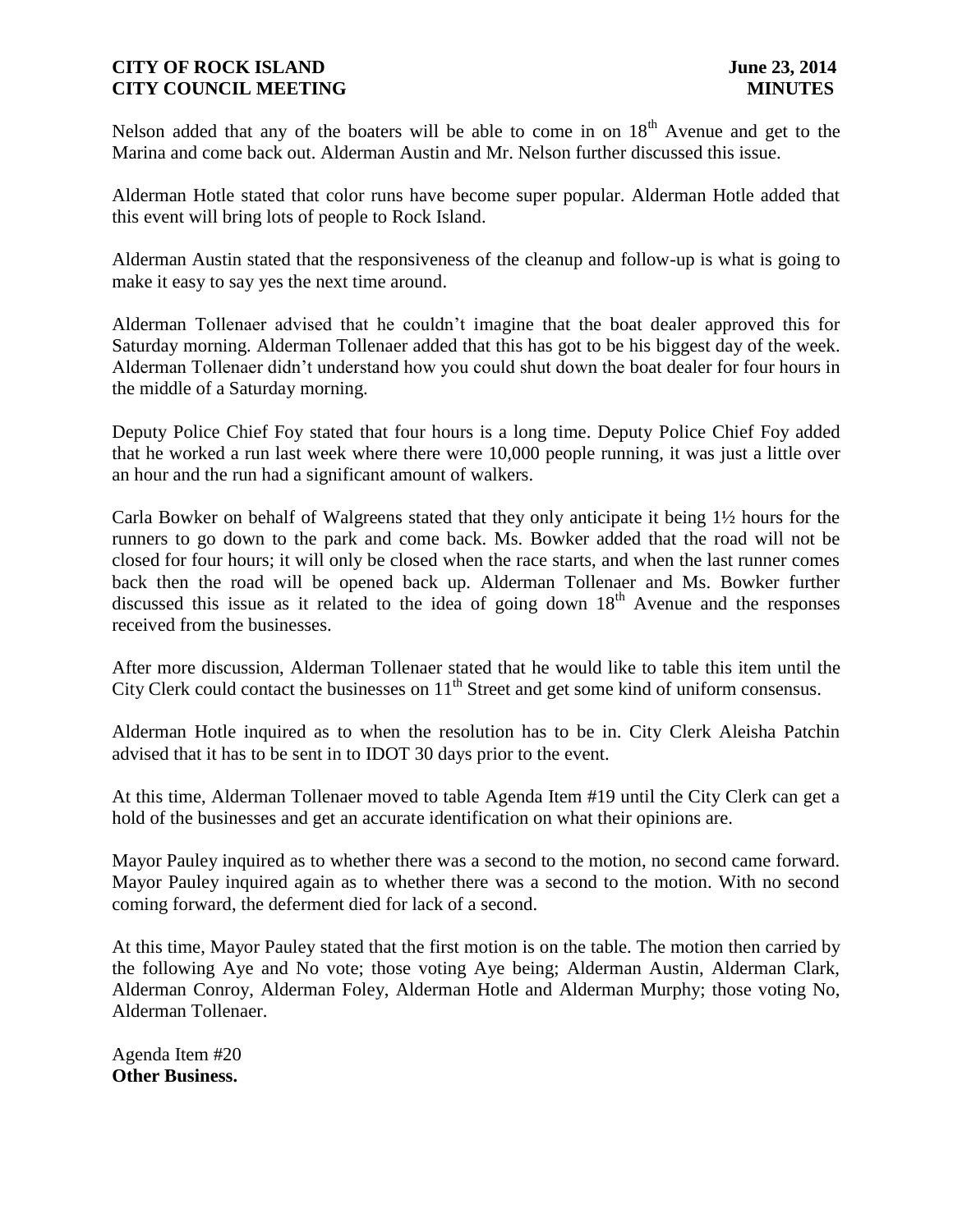Nelson added that any of the boaters will be able to come in on $18^{th}$ Avenue and get to the Marina and come back out. Alderman Austin and Mr. Nelson further discussed this issue.

Alderman Hotle stated that color runs have become super popular. Alderman Hotle added that this event will bring lots of people to Rock Island.

Alderman Austin stated that the responsiveness of the cleanup and follow-up is what is going to make it easy to say yes the next time around.

Alderman Tollenaer advised that he couldn't imagine that the boat dealer approved this for Saturday morning. Alderman Tollenaer added that this has got to be his biggest day of the week. Alderman Tollenaer didn't understand how you could shut down the boat dealer for four hours in the middle of a Saturday morning.

Deputy Police Chief Foy stated that four hours is a long time. Deputy Police Chief Foy added that he worked a run last week where there were 10,000 people running, it was just a little over an hour and the run had a significant amount of walkers.

Carla Bowker on behalf of Walgreens stated that they only anticipate it being 1½ hours for the runners to go down to the park and come back. Ms. Bowker added that the road will not be closed for four hours; it will only be closed when the race starts, and when the last runner comes back then the road will be opened back up. Alderman Tollenaer and Ms. Bowker further discussed this issue as it related to the idea of going down $18^{th}$ Avenue and the responses received from the businesses.

After more discussion, Alderman Tollenaer stated that he would like to table this item until the City Clerk could contact the businesses on $11^{th}$ Street and get some kind of uniform consensus.

Alderman Hotle inquired as to when the resolution has to be in. City Clerk Aleisha Patchin advised that it has to be sent in to IDOT 30 days prior to the event.

At this time, Alderman Tollenaer moved to table Agenda Item #19 until the City Clerk can get a hold of the businesses and get an accurate identification on what their opinions are.

Mayor Pauley inquired as to whether there was a second to the motion, no second came forward. Mayor Pauley inquired again as to whether there was a second to the motion. With no second coming forward, the deferment died for lack of a second.

At this time, Mayor Pauley stated that the first motion is on the table. The motion then carried by the following Aye and No vote; those voting Aye being; Alderman Austin, Alderman Clark, Alderman Conroy, Alderman Foley, Alderman Hotle and Alderman Murphy; those voting No, Alderman Tollenaer.

Agenda Item #20
**Other Business.**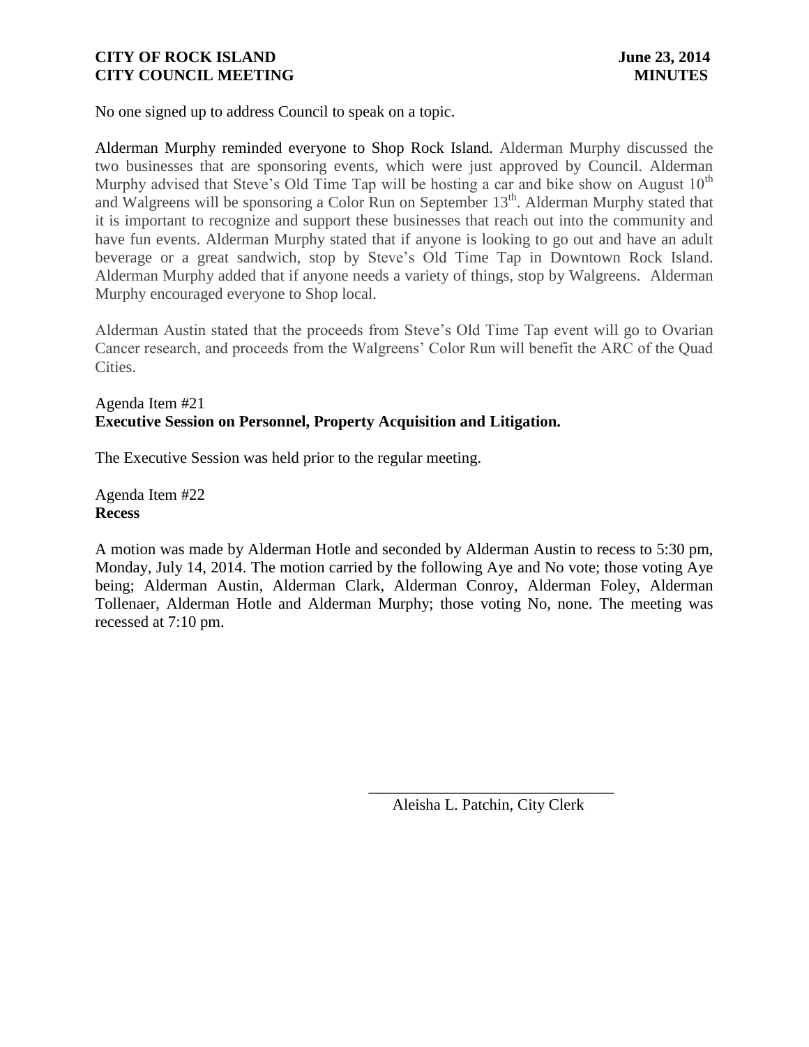No one signed up to address Council to speak on a topic.

Alderman Murphy reminded everyone to Shop Rock Island. Alderman Murphy discussed the two businesses that are sponsoring events, which were just approved by Council. Alderman Murphy advised that Steve's Old Time Tap will be hosting a car and bike show on August 10th and Walgreens will be sponsoring a Color Run on September 13th. Alderman Murphy stated that it is important to recognize and support these businesses that reach out into the community and have fun events. Alderman Murphy stated that if anyone is looking to go out and have an adult beverage or a great sandwich, stop by Steve's Old Time Tap in Downtown Rock Island. Alderman Murphy added that if anyone needs a variety of things, stop by Walgreens. Alderman Murphy encouraged everyone to Shop local.

Alderman Austin stated that the proceeds from Steve's Old Time Tap event will go to Ovarian Cancer research, and proceeds from the Walgreens' Color Run will benefit the ARC of the Quad Cities.

Agenda Item #21
**Executive Session on Personnel, Property Acquisition and Litigation.**

The Executive Session was held prior to the regular meeting.

Agenda Item #22
**Recess**

A motion was made by Alderman Hotle and seconded by Alderman Austin to recess to 5:30 pm, Monday, July 14, 2014. The motion carried by the following Aye and No vote; those voting Aye being; Alderman Austin, Alderman Clark, Alderman Conroy, Alderman Foley, Alderman Tollenaer, Alderman Hotle and Alderman Murphy; those voting No, none. The meeting was recessed at 7:10 pm.

\_\_\_\_\_\_\_\_\_\_\_\_\_\_\_\_\_\_\_\_\_\_\_\_\_\_\_\_\_\_\_\_

Aleisha L. Patchin, City Clerk